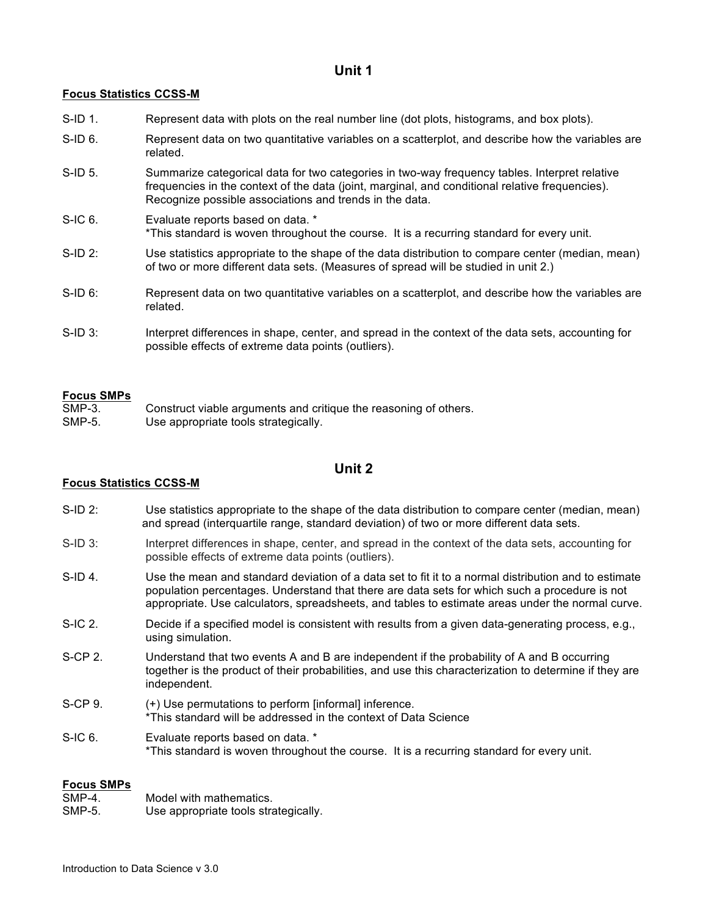# Unit 1

**Focus Statistics CCSS-M**

S-ID 1. Represent data with plots on the real number line (dot plots, histograms, and box plots).

S-ID 6. Represent data on two quantitative variables on a scatterplot, and describe how the variables are related.

S-ID 5. Summarize categorical data for two categories in two-way frequency tables. Interpret relative frequencies in the context of the data (joint, marginal, and conditional relative frequencies). Recognize possible associations and trends in the data.

S-IC 6. Evaluate reports based on data. *
*This standard is woven throughout the course. It is a recurring standard for every unit.

S-ID 2: Use statistics appropriate to the shape of the data distribution to compare center (median, mean) of two or more different data sets. (Measures of spread will be studied in unit 2.)

S-ID 6: Represent data on two quantitative variables on a scatterplot, and describe how the variables are related.

S-ID 3: Interpret differences in shape, center, and spread in the context of the data sets, accounting for possible effects of extreme data points (outliers).

**Focus SMPs**

SMP-3. Construct viable arguments and critique the reasoning of others.
SMP-5. Use appropriate tools strategically.

# Unit 2

**Focus Statistics CCSS-M**

S-ID 2: Use statistics appropriate to the shape of the data distribution to compare center (median, mean) and spread (interquartile range, standard deviation) of two or more different data sets.

S-ID 3: Interpret differences in shape, center, and spread in the context of the data sets, accounting for possible effects of extreme data points (outliers).

S-ID 4. Use the mean and standard deviation of a data set to fit it to a normal distribution and to estimate population percentages. Understand that there are data sets for which such a procedure is not appropriate. Use calculators, spreadsheets, and tables to estimate areas under the normal curve.

S-IC 2. Decide if a specified model is consistent with results from a given data-generating process, e.g., using simulation.

S-CP 2. Understand that two events A and B are independent if the probability of A and B occurring together is the product of their probabilities, and use this characterization to determine if they are independent.

S-CP 9. (+) Use permutations to perform [informal] inference.
*This standard will be addressed in the context of Data Science

S-IC 6. Evaluate reports based on data. *
*This standard is woven throughout the course. It is a recurring standard for every unit.

**Focus SMPs**

SMP-4. Model with mathematics.
SMP-5. Use appropriate tools strategically.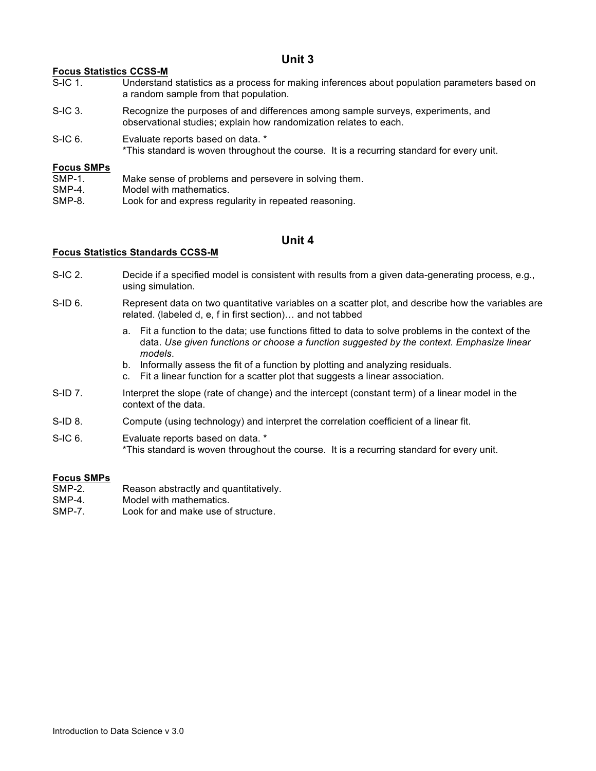## Unit 3

**Focus Statistics CCSS-M**

S-IC 1. Understand statistics as a process for making inferences about population parameters based on a random sample from that population.

S-IC 3. Recognize the purposes of and differences among sample surveys, experiments, and observational studies; explain how randomization relates to each.

S-IC 6. Evaluate reports based on data. *
*This standard is woven throughout the course. It is a recurring standard for every unit.

**Focus SMPs**

SMP-1. Make sense of problems and persevere in solving them.
SMP-4. Model with mathematics.
SMP-8. Look for and express regularity in repeated reasoning.

## Unit 4

**Focus Statistics Standards CCSS-M**

S-IC 2. Decide if a specified model is consistent with results from a given data-generating process, e.g., using simulation.

S-ID 6. Represent data on two quantitative variables on a scatter plot, and describe how the variables are related. (labeled d, e, f in first section)… and not tabbed

a. Fit a function to the data; use functions fitted to data to solve problems in the context of the data. *Use given functions or choose a function suggested by the context. Emphasize linear models*.
b. Informally assess the fit of a function by plotting and analyzing residuals.
c. Fit a linear function for a scatter plot that suggests a linear association.

S-ID 7. Interpret the slope (rate of change) and the intercept (constant term) of a linear model in the context of the data.

S-ID 8. Compute (using technology) and interpret the correlation coefficient of a linear fit.

S-IC 6. Evaluate reports based on data. *
*This standard is woven throughout the course. It is a recurring standard for every unit.

**Focus SMPs**

SMP-2. Reason abstractly and quantitatively.
SMP-4. Model with mathematics.
SMP-7. Look for and make use of structure.